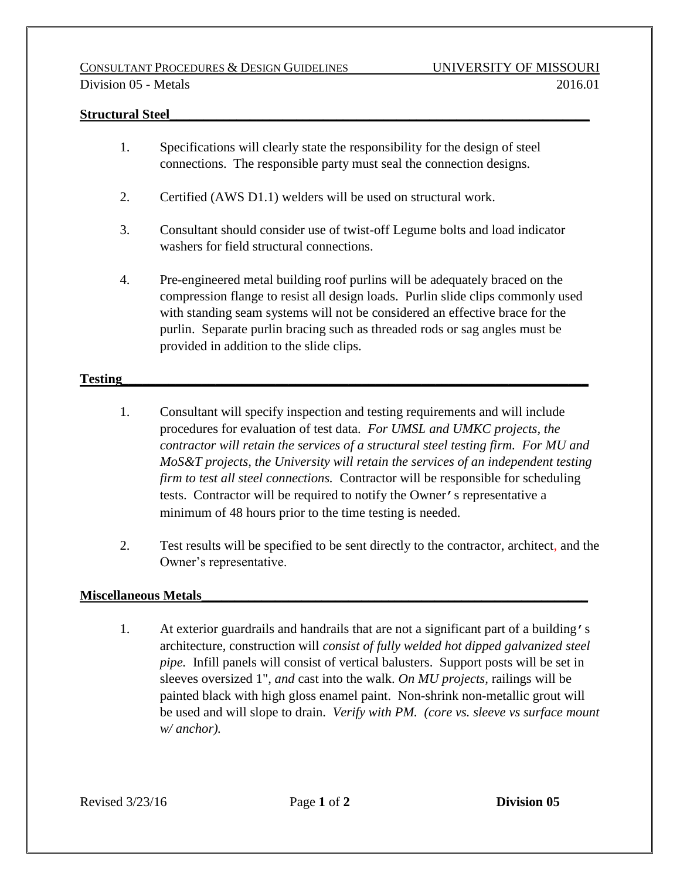CONSULTANT PROCEDURES & DESIGN GUIDELINES — UNIVERSITY OF MISSOURI

Division 05 - Metals — 2016.01

**Structural Steel**

1. Specifications will clearly state the responsibility for the design of steel connections. The responsible party must seal the connection designs.

2. Certified (AWS D1.1) welders will be used on structural work.

3. Consultant should consider use of twist-off Legume bolts and load indicator washers for field structural connections.

4. Pre-engineered metal building roof purlins will be adequately braced on the compression flange to resist all design loads. Purlin slide clips commonly used with standing seam systems will not be considered an effective brace for the purlin. Separate purlin bracing such as threaded rods or sag angles must be provided in addition to the slide clips.

**Testing**

1. Consultant will specify inspection and testing requirements and will include procedures for evaluation of test data. *For UMSL and UMKC projects, the contractor will retain the services of a structural steel testing firm. For MU and MoS&T projects, the University will retain the services of an independent testing firm to test all steel connections.* Contractor will be responsible for scheduling tests. Contractor will be required to notify the Owner's representative a minimum of 48 hours prior to the time testing is needed.

2. Test results will be specified to be sent directly to the contractor, architect, and the Owner's representative.

**Miscellaneous Metals**

1. At exterior guardrails and handrails that are not a significant part of a building's architecture, construction will *consist of fully welded hot dipped galvanized steel pipe.* Infill panels will consist of vertical balusters. Support posts will be set in sleeves oversized 1", *and* cast into the walk. *On MU projects,* railings will be painted black with high gloss enamel paint. Non-shrink non-metallic grout will be used and will slope to drain. *Verify with PM. (core vs. sleeve vs surface mount w/ anchor).*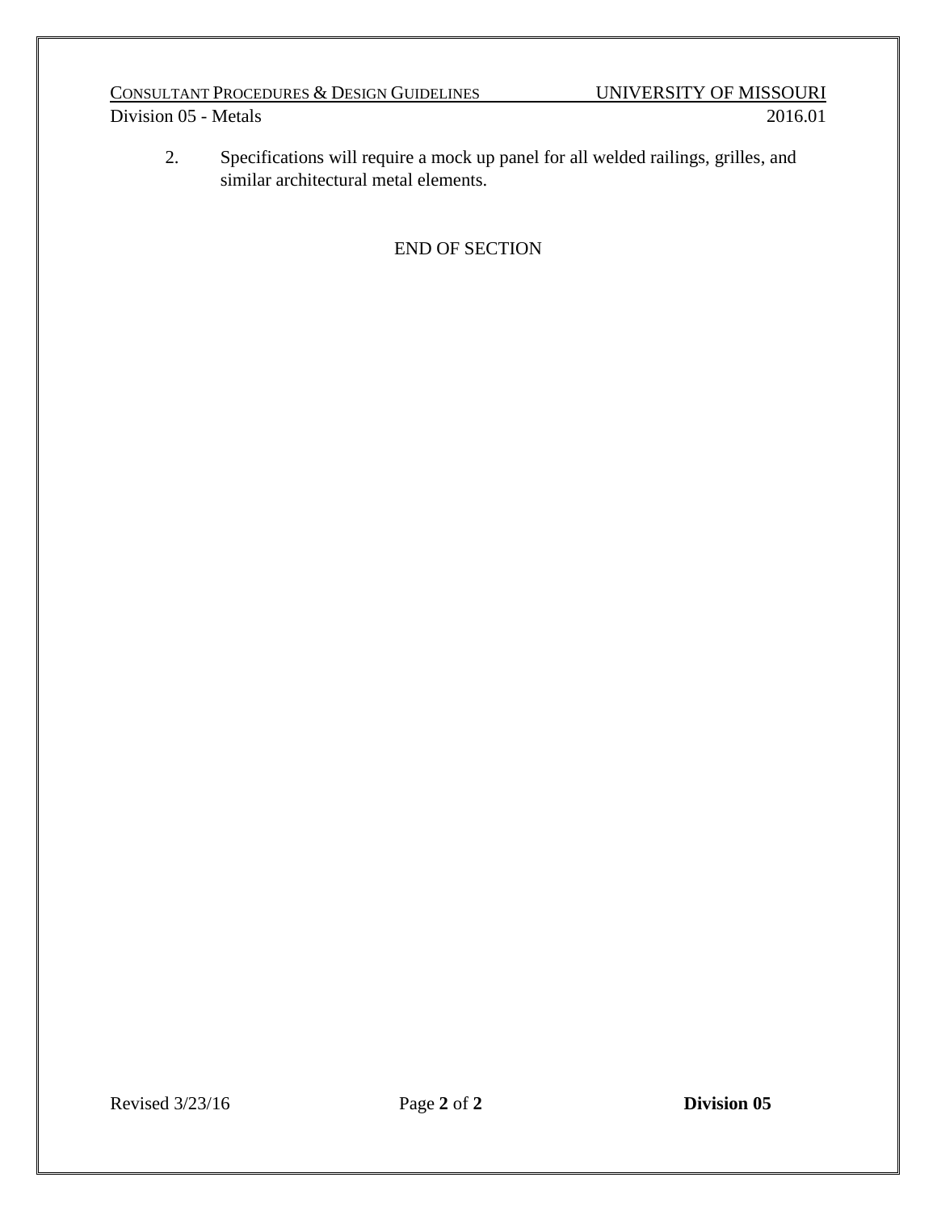2. Specifications will require a mock up panel for all welded railings, grilles, and similar architectural metal elements.

END OF SECTION